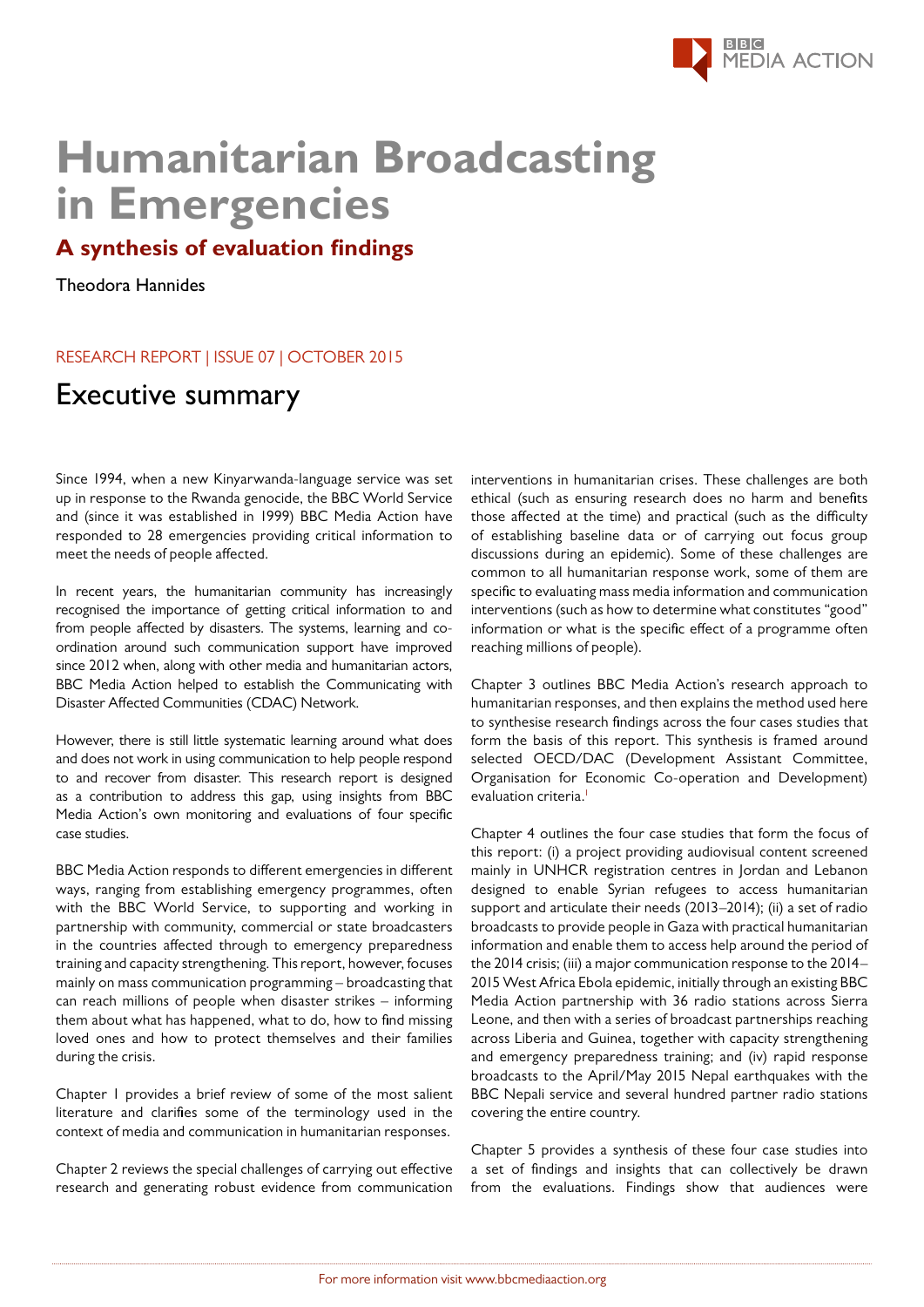BBC MEDIA ACTION

# Humanitarian Broadcasting in Emergencies

## A synthesis of evaluation findings

Theodora Hannides

RESEARCH REPORT | ISSUE 07 | OCTOBER 2015

## Executive summary

Since 1994, when a new Kinyarwanda-language service was set up in response to the Rwanda genocide, the BBC World Service and (since it was established in 1999) BBC Media Action have responded to 28 emergencies providing critical information to meet the needs of people affected.

In recent years, the humanitarian community has increasingly recognised the importance of getting critical information to and from people affected by disasters. The systems, learning and co-ordination around such communication support have improved since 2012 when, along with other media and humanitarian actors, BBC Media Action helped to establish the Communicating with Disaster Affected Communities (CDAC) Network.

However, there is still little systematic learning around what does and does not work in using communication to help people respond to and recover from disaster. This research report is designed as a contribution to address this gap, using insights from BBC Media Action's own monitoring and evaluations of four specific case studies.

BBC Media Action responds to different emergencies in different ways, ranging from establishing emergency programmes, often with the BBC World Service, to supporting and working in partnership with community, commercial or state broadcasters in the countries affected through to emergency preparedness training and capacity strengthening. This report, however, focuses mainly on mass communication programming – broadcasting that can reach millions of people when disaster strikes – informing them about what has happened, what to do, how to find missing loved ones and how to protect themselves and their families during the crisis.

Chapter 1 provides a brief review of some of the most salient literature and clarifies some of the terminology used in the context of media and communication in humanitarian responses.

Chapter 2 reviews the special challenges of carrying out effective research and generating robust evidence from communication interventions in humanitarian crises. These challenges are both ethical (such as ensuring research does no harm and benefits those affected at the time) and practical (such as the difficulty of establishing baseline data or of carrying out focus group discussions during an epidemic). Some of these challenges are common to all humanitarian response work, some of them are specific to evaluating mass media information and communication interventions (such as how to determine what constitutes "good" information or what is the specific effect of a programme often reaching millions of people).

Chapter 3 outlines BBC Media Action's research approach to humanitarian responses, and then explains the method used here to synthesise research findings across the four cases studies that form the basis of this report. This synthesis is framed around selected OECD/DAC (Development Assistant Committee, Organisation for Economic Co-operation and Development) evaluation criteria.[1]

Chapter 4 outlines the four case studies that form the focus of this report: (i) a project providing audiovisual content screened mainly in UNHCR registration centres in Jordan and Lebanon designed to enable Syrian refugees to access humanitarian support and articulate their needs (2013–2014); (ii) a set of radio broadcasts to provide people in Gaza with practical humanitarian information and enable them to access help around the period of the 2014 crisis; (iii) a major communication response to the 2014–2015 West Africa Ebola epidemic, initially through an existing BBC Media Action partnership with 36 radio stations across Sierra Leone, and then with a series of broadcast partnerships reaching across Liberia and Guinea, together with capacity strengthening and emergency preparedness training; and (iv) rapid response broadcasts to the April/May 2015 Nepal earthquakes with the BBC Nepali service and several hundred partner radio stations covering the entire country.

Chapter 5 provides a synthesis of these four case studies into a set of findings and insights that can collectively be drawn from the evaluations. Findings show that audiences were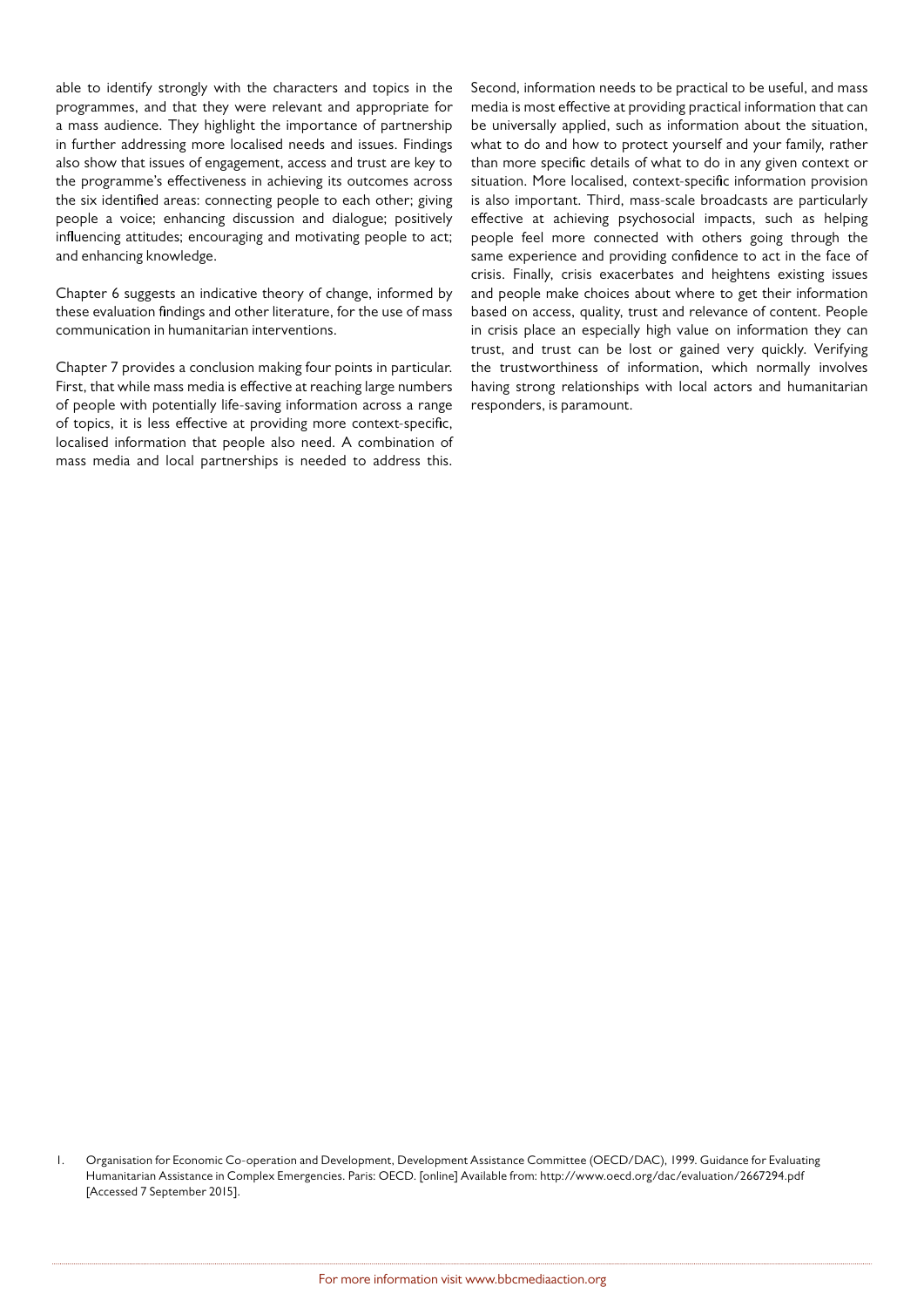able to identify strongly with the characters and topics in the programmes, and that they were relevant and appropriate for a mass audience. They highlight the importance of partnership in further addressing more localised needs and issues. Findings also show that issues of engagement, access and trust are key to the programme's effectiveness in achieving its outcomes across the six identified areas: connecting people to each other; giving people a voice; enhancing discussion and dialogue; positively influencing attitudes; encouraging and motivating people to act; and enhancing knowledge.

Chapter 6 suggests an indicative theory of change, informed by these evaluation findings and other literature, for the use of mass communication in humanitarian interventions.

Chapter 7 provides a conclusion making four points in particular. First, that while mass media is effective at reaching large numbers of people with potentially life-saving information across a range of topics, it is less effective at providing more context-specific, localised information that people also need. A combination of mass media and local partnerships is needed to address this. Second, information needs to be practical to be useful, and mass media is most effective at providing practical information that can be universally applied, such as information about the situation, what to do and how to protect yourself and your family, rather than more specific details of what to do in any given context or situation. More localised, context-specific information provision is also important. Third, mass-scale broadcasts are particularly effective at achieving psychosocial impacts, such as helping people feel more connected with others going through the same experience and providing confidence to act in the face of crisis. Finally, crisis exacerbates and heightens existing issues and people make choices about where to get their information based on access, quality, trust and relevance of content. People in crisis place an especially high value on information they can trust, and trust can be lost or gained very quickly. Verifying the trustworthiness of information, which normally involves having strong relationships with local actors and humanitarian responders, is paramount.

1. Organisation for Economic Co-operation and Development, Development Assistance Committee (OECD/DAC), 1999. Guidance for Evaluating Humanitarian Assistance in Complex Emergencies. Paris: OECD. [online] Available from: http://www.oecd.org/dac/evaluation/2667294.pdf [Accessed 7 September 2015].